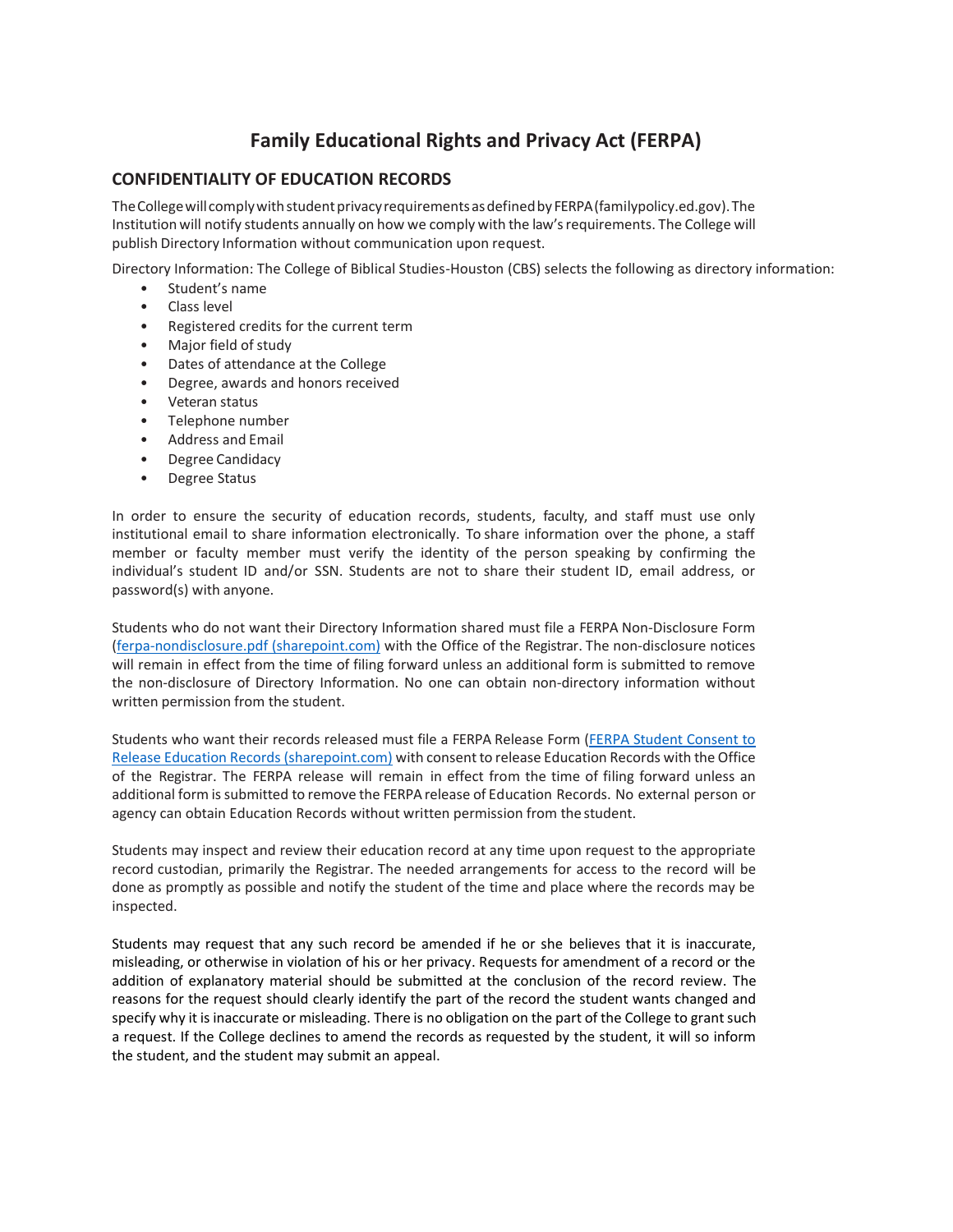# Family Educational Rights and Privacy Act (FERPA)

## CONFIDENTIALITY OF EDUCATION RECORDS

The College will comply with student privacy requirements as defined by FERPA (familypolicy.ed.gov). The Institution will notify students annually on how we comply with the law's requirements. The College will publish Directory Information without communication upon request.

Directory Information: The College of Biblical Studies-Houston (CBS) selects the following as directory information:

- Student's name
- Class level
- Registered credits for the current term
- Major field of study
- Dates of attendance at the College
- Degree, awards and honors received
- Veteran status
- Telephone number
- Address and Email
- Degree Candidacy
- Degree Status

In order to ensure the security of education records, students, faculty, and staff must use only institutional email to share information electronically. To share information over the phone, a staff member or faculty member must verify the identity of the person speaking by confirming the individual's student ID and/or SSN. Students are not to share their student ID, email address, or password(s) with anyone.

Students who do not want their Directory Information shared must file a FERPA Non-Disclosure Form (ferpa-nondisclosure.pdf (sharepoint.com)) with the Office of the Registrar. The non-disclosure notices will remain in effect from the time of filing forward unless an additional form is submitted to remove the non-disclosure of Directory Information. No one can obtain non-directory information without written permission from the student.

Students who want their records released must file a FERPA Release Form (FERPA Student Consent to Release Education Records (sharepoint.com)) with consent to release Education Records with the Office of the Registrar. The FERPA release will remain in effect from the time of filing forward unless an additional form is submitted to remove the FERPA release of Education Records. No external person or agency can obtain Education Records without written permission from the student.

Students may inspect and review their education record at any time upon request to the appropriate record custodian, primarily the Registrar. The needed arrangements for access to the record will be done as promptly as possible and notify the student of the time and place where the records may be inspected.

Students may request that any such record be amended if he or she believes that it is inaccurate, misleading, or otherwise in violation of his or her privacy. Requests for amendment of a record or the addition of explanatory material should be submitted at the conclusion of the record review. The reasons for the request should clearly identify the part of the record the student wants changed and specify why it is inaccurate or misleading. There is no obligation on the part of the College to grant such a request. If the College declines to amend the records as requested by the student, it will so inform the student, and the student may submit an appeal.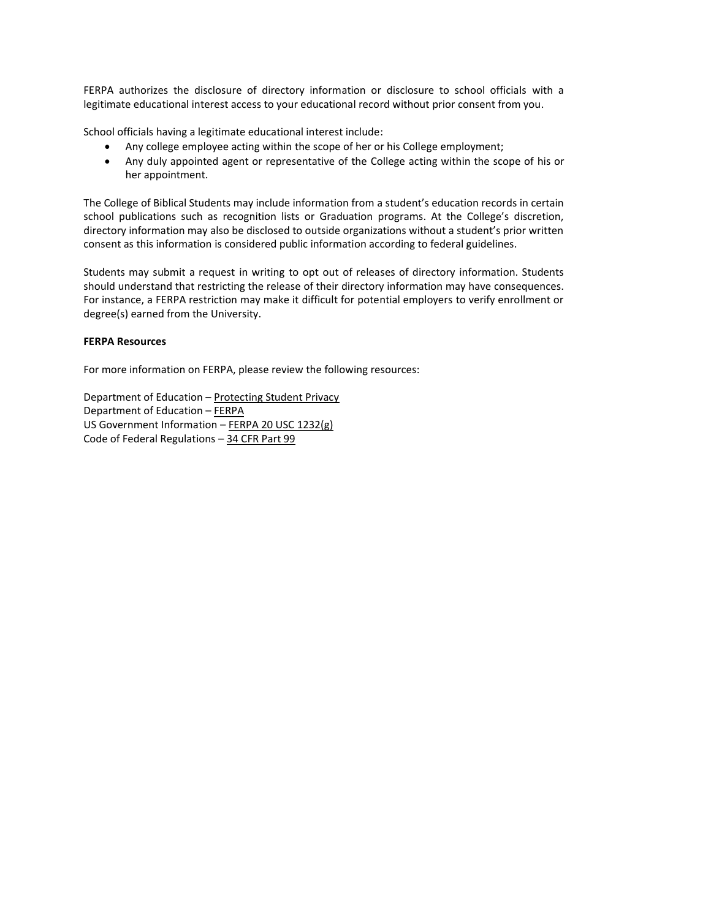FERPA authorizes the disclosure of directory information or disclosure to school officials with a legitimate educational interest access to your educational record without prior consent from you.

School officials having a legitimate educational interest include:

- Any college employee acting within the scope of her or his College employment;
- Any duly appointed agent or representative of the College acting within the scope of his or her appointment.

The College of Biblical Students may include information from a student's education records in certain school publications such as recognition lists or Graduation programs. At the College's discretion, directory information may also be disclosed to outside organizations without a student's prior written consent as this information is considered public information according to federal guidelines.

Students may submit a request in writing to opt out of releases of directory information. Students should understand that restricting the release of their directory information may have consequences. For instance, a FERPA restriction may make it difficult for potential employers to verify enrollment or degree(s) earned from the University.

**FERPA Resources**

For more information on FERPA, please review the following resources:

Department of Education – Protecting Student Privacy
Department of Education – FERPA
US Government Information – FERPA 20 USC 1232(g)
Code of Federal Regulations – 34 CFR Part 99